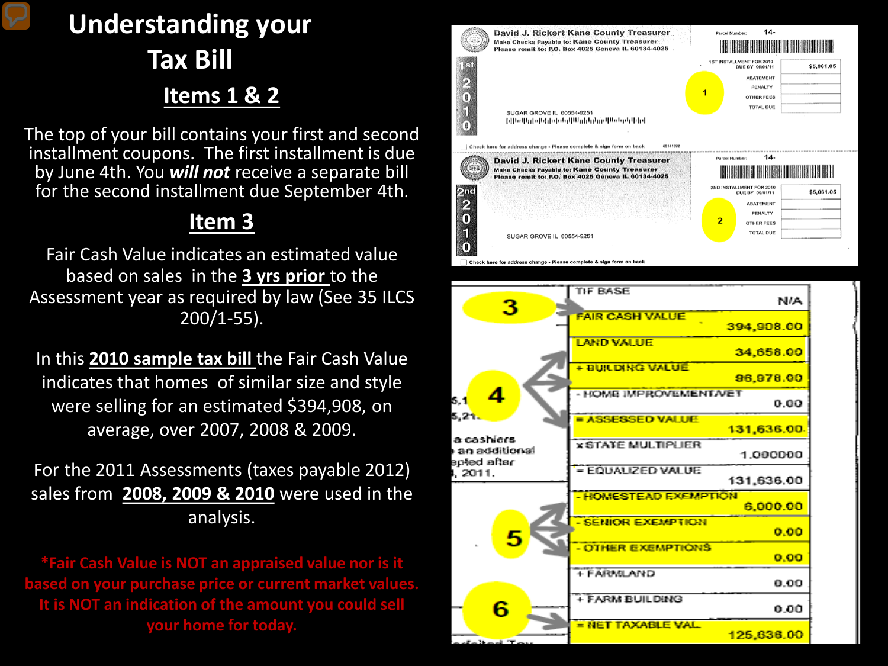# Understanding your Tax Bill

## Items 1 & 2

The top of your bill contains your first and second installment coupons. The first installment is due by June 4th. You ***will not*** receive a separate bill for the second installment due September 4th.

## Item 3

Fair Cash Value indicates an estimated value based on sales in the **3 yrs prior** to the Assessment year as required by law (See 35 ILCS 200/1-55).

In this **2010 sample tax bill** the Fair Cash Value indicates that homes of similar size and style were selling for an estimated $394,908, on average, over 2007, 2008 & 2009.

For the 2011 Assessments (taxes payable 2012) sales from **2008, 2009 & 2010** were used in the analysis.

***Fair Cash Value is NOT an appraised value nor is it based on your purchase price or current market values. It is NOT an indication of the amount you could sell your home for today.**

---

David J. Rickert Kane County Treasurer
Make Checks Payable to: Kane County Treasurer
Please remit to: P.O. Box 4025 Geneva IL 60134-4025

1st 2010

Parcel Number: 14-

| 1ST INSTALLMENT FOR 2010 DUE BY 06/01/11 | $5,061.05 |
|---|---|
| ABATEMENT | |
| PENALTY | |
| OTHER FEES | |
| TOTAL DUE | |

SUGAR GROVE IL 60554-9251

Check here for address change - Please complete & sign form on back

David J. Rickert Kane County Treasurer
Make Checks Payable to: Kane County Treasurer
Please remit to: P.O. Box 4025 Geneva IL 60134-4025

2nd 2010

Parcel Number: 14-

| 2ND INSTALLMENT FOR 2010 DUE BY 09/01/11 | $5,061.05 |
|---|---|
| ABATEMENT | |
| PENALTY | |
| OTHER FEES | |
| TOTAL DUE | |

SUGAR GROVE IL 60554-9251

Check here for address change - Please complete & sign form on back

| Item | Value |
|---|---|
| TIF BASE | N/A |
| FAIR CASH VALUE | 394,908.00 |
| LAND VALUE | 34,658.00 |
| + BUILDING VALUE | 96,978.00 |
| - HOME IMPROVEMENT/VET | 0.00 |
| = ASSESSED VALUE | 131,636.00 |
| x STATE MULTIPLIER | 1.000000 |
| = EQUALIZED VALUE | 131,636.00 |
| - HOMESTEAD EXEMPTION | 6,000.00 |
| - SENIOR EXEMPTION | 0.00 |
| - OTHER EXEMPTIONS | 0.00 |
| + FARMLAND | 0.00 |
| + FARM BUILDING | 0.00 |
| = NET TAXABLE VAL | 125,636.00 |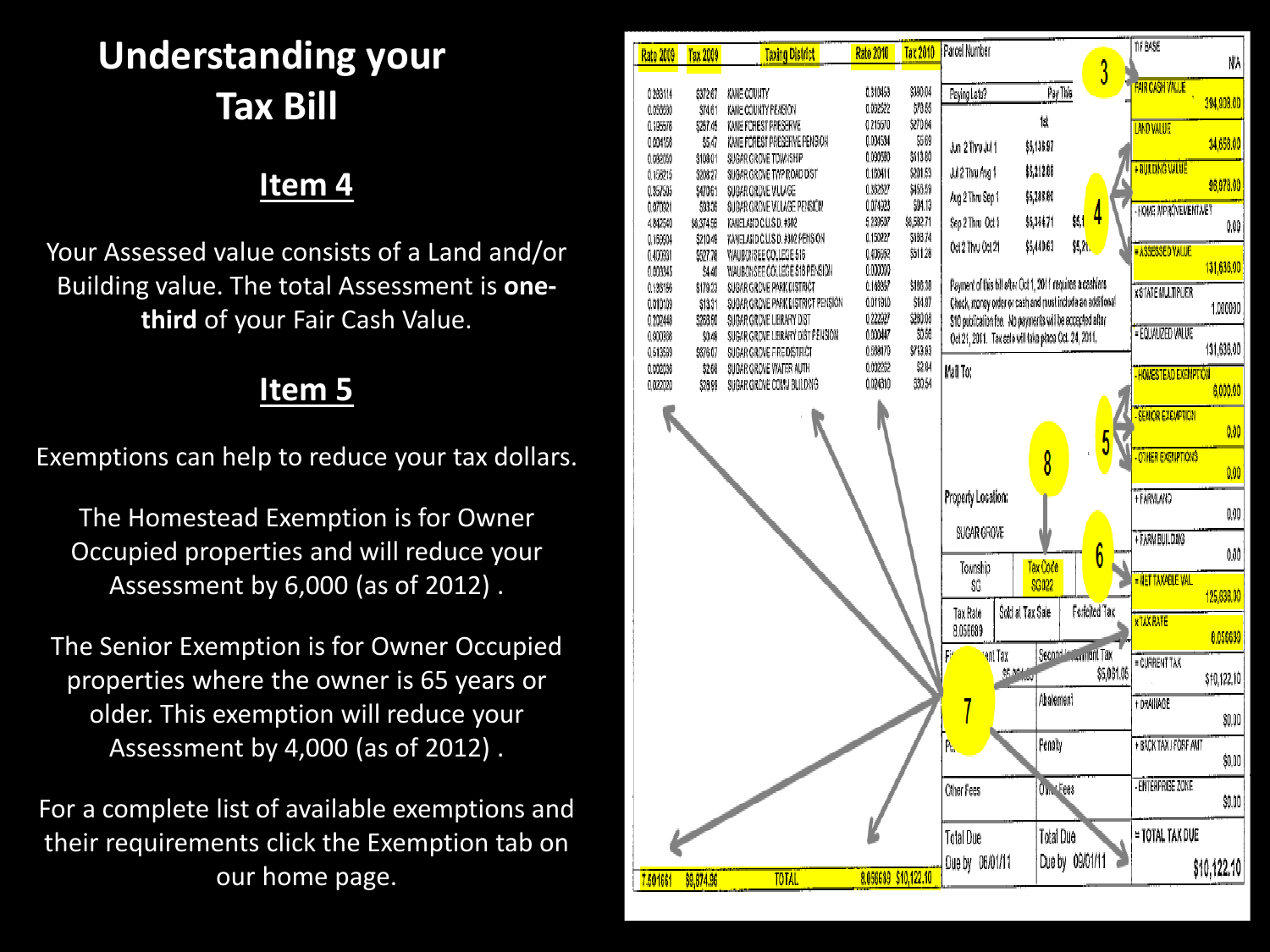# Understanding your Tax Bill

## Item 4

Your Assessed value consists of a Land and/or Building value. The total Assessment is **one-third** of your Fair Cash Value.

## Item 5

Exemptions can help to reduce your tax dollars.

The Homestead Exemption is for Owner Occupied properties and will reduce your Assessment by 6,000 (as of 2012) .

The Senior Exemption is for Owner Occupied properties where the owner is 65 years or older. This exemption will reduce your Assessment by 4,000 (as of 2012) .

For a complete list of available exemptions and their requirements click the Exemption tab on our home page.

| Rate 2009 | Tax 2009 | Taxing District | Rate 2010 | Tax 2010 |
|---|---|---|---|---|
| 0.293114 | $372.67 | KANE COUNTY | 0.310453 | $390.04 |
| 0.058830 | $74.81 | KANE COUNTY PENSION | 0.062522 | $78.55 |
| 0.195578 | $257.45 | KANE FOREST PRESERVE | 0.215570 | $270.84 |
| 0.004158 | $5.47 | KANE FOREST PRESERVE PENSION | 0.004534 | $5.69 |
| 0.082050 | $108.01 | SUGAR GROVE TOWNSHIP | 0.090580 | $113.80 |
| 0.158215 | $208.27 | SUGAR GROVE TWP ROAD DIST | 0.160411 | $201.53 |
| 0.357505 | $470.61 | SUGAR GROVE VILLAGE | 0.362927 | $455.59 |
| 0.070921 | $93.36 | SUGAR GROVE VILLAGE PENSION | 0.074823 | $94.13 |
| 4.842540 | $6,374.55 | KANELAND C.U.S.D. #302 | 5.230597 | $6,582.71 |
| 0.159904 | $210.49 | KANELAND C.U.S.D. #302 PENSION | 0.150227 | $188.74 |
| 0.400891 | $527.78 | WAUBONSEE COLLEGE 516 | 0.406692 | $511.28 |
| 0.003345 | $4.40 | WAUBONSEE COLLEGE 516 PENSION | 0.000000 | |
| 0.136156 | $179.23 | SUGAR GROVE PARK DISTRICT | 0.148357 | $186.38 |
| 0.010109 | $13.31 | SUGAR GROVE PARK DISTRICT PENSION | 0.011910 | $14.97 |
| 0.202448 | $266.50 | SUGAR GROVE LIBRARY DIST | 0.222927 | $280.08 |
| 0.000366 | $0.48 | SUGAR GROVE LIBRARY DIST PENSION | 0.000447 | $0.56 |
| 0.513590 | $676.07 | SUGAR GROVE FIRE DISTRICT | 0.568179 | $713.83 |
| 0.002036 | $2.68 | SUGAR GROVE WATER AUTH | 0.002252 | $2.84 |
| 0.022020 | $28.99 | SUGAR GROVE COMM BUILDING | 0.024310 | $30.54 |
| 7.501661 | $9,874.96 | TOTAL | 8.056689 | $10,122.10 |

Parcel Number

| Paying Late? | Pay This | |
|---|---|---|
| | 1st | |
| Jun 2 Thru Jul 1 | $5,135.97 | |
| Jul 2 Thru Aug 1 | $5,212.88 | |
| Aug 2 Thru Sep 1 | $5,288.80 | |
| Sep 2 Thru Oct 1 | $5,364.71 | $5,1 |
| Oct 2 Thru Oct 21 | $5,440.63 | $5,2 |

Payment of this bill after Oct 1, 2011 requires a cashiers Check, money order or cash and must include an additional $10 publication fee. No payments will be accepted after Oct 21, 2011. Tax sale will take place Oct. 24, 2011.

Mail To:

Property Location: SUGAR GROVE

Township: SG | Tax Code: SG022

Tax Rate: 8.056689 | Sold at Tax Sale | Forfeited Tax

First Installment Tax: $5,061.05 | Second Installment Tax: $5,061.05

Abatement

Penalty

Other Fees | Other Fees

Total Due — Due by 06/01/11 | Total Due — Due by 09/01/11

| | |
|---|---|
| TIF BASE | N/A |
| FAIR CASH VALUE | 394,908.00 |
| LAND VALUE | 34,658.00 |
| + BUILDING VALUE | 96,978.00 |
| - HOME IMPROVEMENT EXEMPT | 0.00 |
| = ASSESSED VALUE | 131,636.00 |
| x STATE MULTIPLIER | 1.000000 |
| = EQUALIZED VALUE | 131,636.00 |
| - HOMESTEAD EXEMPTION | 6,000.00 |
| - SENIOR EXEMPTION | 0.00 |
| - OTHER EXEMPTIONS | 0.00 |
| + FARMLAND | 0.00 |
| + FARM BUILDING | 0.00 |
| = NET TAXABLE VAL | 125,636.00 |
| x TAX RATE | 8.056689 |
| = CURRENT TAX | $10,122.10 |
| + DRAINAGE | $0.00 |
| + BACK TAX / FORF AMT | $0.00 |
| - ENTERPRISE ZONE | $0.00 |
| = TOTAL TAX DUE | $10,122.10 |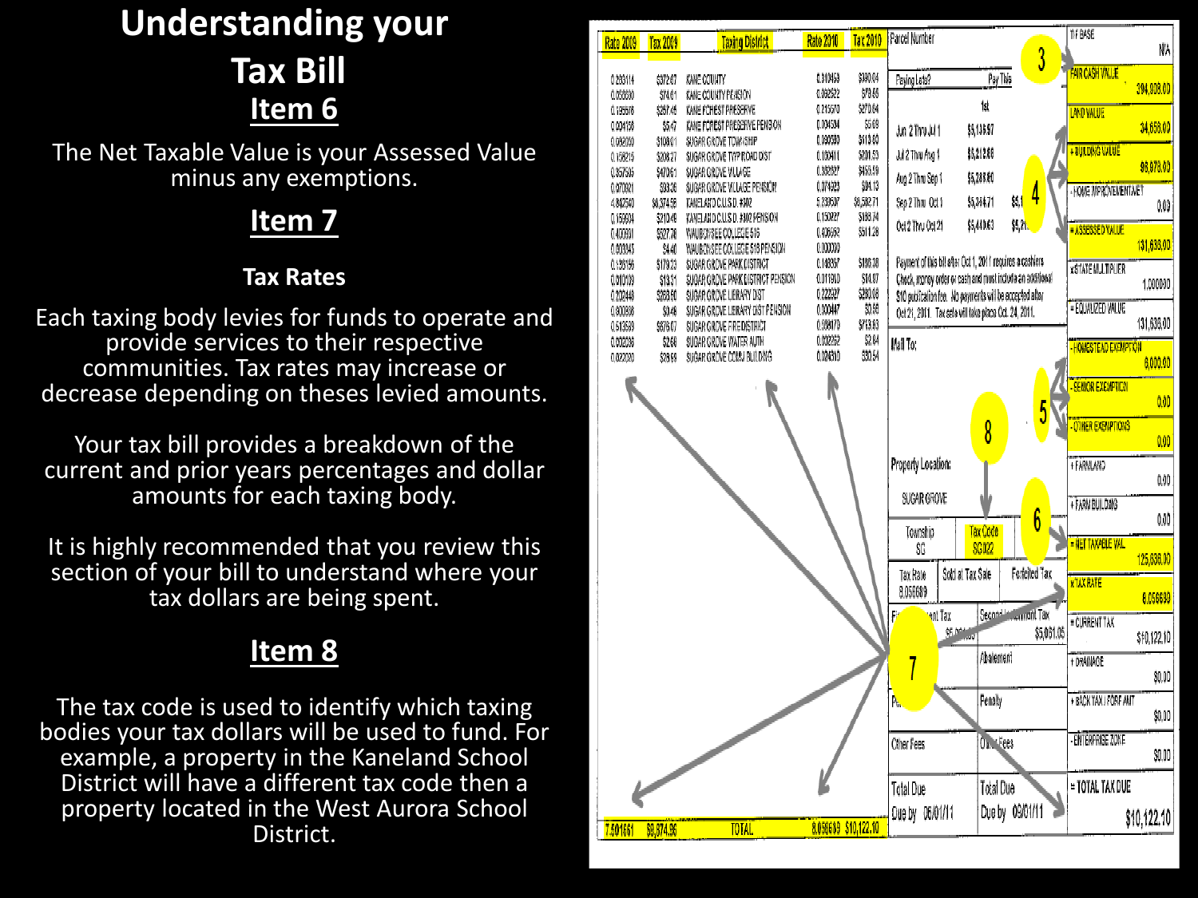# Understanding your Tax Bill

## Item 6

The Net Taxable Value is your Assessed Value minus any exemptions.

## Item 7

### Tax Rates

Each taxing body levies for funds to operate and provide services to their respective communities. Tax rates may increase or decrease depending on theses levied amounts.

Your tax bill provides a breakdown of the current and prior years percentages and dollar amounts for each taxing body.

It is highly recommended that you review this section of your bill to understand where your tax dollars are being spent.

## Item 8

The tax code is used to identify which taxing bodies your tax dollars will be used to fund. For example, a property in the Kaneland School District will have a different tax code then a property located in the West Aurora School District.

| Rate 2009 | Tax 2009 | Taxing District | Rate 2010 | Tax 2010 |
|---|---|---|---|---|
| 0.283114 | $372.67 | KANE COUNTY | 0.310459 | $390.04 |
| 0.056030 | $74.61 | KANE COUNTY PENSION | 0.062522 | $78.55 |
| 0.195978 | $257.46 | KANE FOREST PRESERVE | 0.215570 | $270.84 |
| 0.004158 | $5.47 | KANE FOREST PRESERVE PENSION | 0.004534 | $5.69 |
| 0.082050 | $108.01 | SUGAR GROVE TOWNSHIP | 0.090590 | $113.80 |
| 0.158215 | $208.27 | SUGAR GROVE TWP ROAD DIST | 0.160411 | $201.53 |
| 0.357585 | $470.61 | SUGAR GROVE VILLAGE | 0.362927 | $455.59 |
| 0.070921 | $93.36 | SUGAR GROVE VILLAGE PENSION | 0.074923 | $94.13 |
| 4.842540 | $6,374.56 | KANELAND C.U.S.D. #302 | 5.239507 | $6,582.71 |
| 0.159604 | $210.49 | KANELAND C.U.S.D. #302 PENSION | 0.150227 | $188.74 |
| 0.400891 | $527.78 | WAUBONSEE COLLEGE 516 | 0.406692 | $511.28 |
| 0.003345 | $4.40 | WAUBONSEE COLLEGE 516 PENSION | 0.000000 | |
| 0.136156 | $179.23 | SUGAR GROVE PARK DISTRICT | 0.148357 | $186.38 |
| 0.010109 | $13.31 | SUGAR GROVE PARK DISTRICT PENSION | 0.011910 | $14.97 |
| 0.202448 | $266.50 | SUGAR GROVE LIBRARY DIST | 0.222927 | $280.08 |
| 0.000368 | $0.48 | SUGAR GROVE LIBRARY DIST PENSION | 0.000447 | $0.56 |
| 0.513599 | $676.07 | SUGAR GROVE FIRE DISTRICT | 0.568170 | $713.83 |
| 0.002036 | $2.68 | SUGAR GROVE WATER AUTH | 0.002262 | $2.84 |
| 0.022030 | $28.99 | SUGAR GROVE COMM BUILDING | 0.024310 | $30.54 |
| 7.501661 | $9,874.96 | TOTAL | 8.056693 | $10,122.10 |

Parcel Number

| Paying Late? | Pay This | |
|---|---|---|
| | 1st | |
| Jun 2 Thru Jul 1 | $5,135.97 | |
| Jul 2 Thru Aug 1 | $5,212.88 | |
| Aug 2 Thru Sep 1 | $5,288.80 | |
| Sep 2 Thru Oct 1 | $5,364.71 | $5,1 |
| Oct 2 Thru Oct 21 | $5,440.63 | $5,2 |

Payment of this bill after Oct 1, 2011 requires a cashiers Check, money order or cash and must include an additional $10 publication fee. No payments will be accepted after Oct 21, 2011. Tax sale will take place Oct. 24, 2011.

Mail To:

Property Location: SUGAR GROVE

Township SG | Tax Code SG022

Tax Rate 8.056689 | Sold at Tax Sale | Forfeited Tax

First Installment Tax | Second Installment Tax $5,061.05

Abatement

Penalty

Other Fees | Other Fees

Total Due Due by 06/01/11 | Total Due Due by 09/01/11

| | |
|---|---|
| TIF BASE | N/A |
| FAIR CASH VALUE | 394,908.00 |
| LAND VALUE | 34,658.00 |
| + BUILDING VALUE | 96,978.00 |
| + HOME IMPROVEMENT | 0.00 |
| = ASSESSED VALUE | 131,636.00 |
| x STATE MULTIPLIER | 1.000000 |
| = EQUALIZED VALUE | 131,636.00 |
| - HOMESTEAD EXEMPTION | 6,000.00 |
| - SENIOR EXEMPTION | 0.00 |
| - OTHER EXEMPTIONS | 0.00 |
| + FARMLAND | 0.00 |
| + FARM BUILDING | 0.00 |
| = NET TAXABLE VAL | 125,636.00 |
| x TAX RATE | 8.056693 |
| = CURRENT TAX | $10,122.10 |
| + DRAINAGE | $0.00 |
| + BACK TAX / FORF AMT | $0.00 |
| - ENTERPRISE ZONE | $0.00 |
| = TOTAL TAX DUE | $10,122.10 |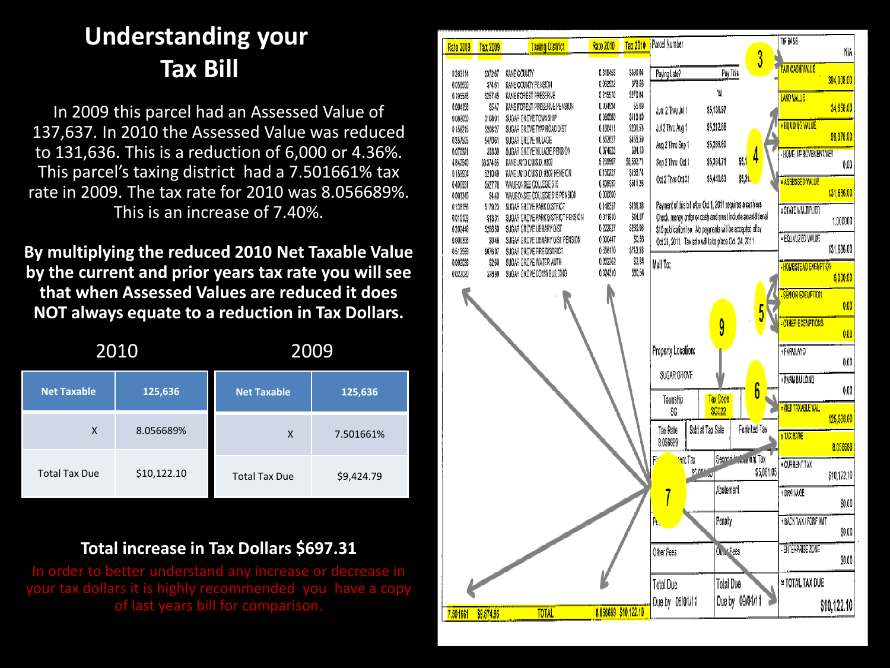# Understanding your Tax Bill

In 2009 this parcel had an Assessed Value of 137,637. In 2010 the Assessed Value was reduced to 131,636. This is a reduction of 6,000 or 4.36%. This parcel's taxing district had a 7.501661% tax rate in 2009. The tax rate for 2010 was 8.056689%. This is an increase of 7.40%.

**By multiplying the reduced 2010 Net Taxable Value by the current and prior years tax rate you will see that when Assessed Values are reduced it does NOT always equate to a reduction in Tax Dollars.**

2010

| Net Taxable | 125,636 |
|---|---|
| X | 8.056689% |
| Total Tax Due | $10,122.10 |

2009

| Net Taxable | 125,636 |
|---|---|
| X | 7.501661% |
| Total Tax Due | $9,424.79 |

**Total increase in Tax Dollars $697.31**

In order to better understand any increase or decrease in your tax dollars it is highly recommended you have a copy of last years bill for comparison.

| Rate 2009 | Tax 2009 | Taxing District | Rate 2010 | Tax 2010 |
|---|---|---|---|---|
| 0.283114 | $372.67 | KANE COUNTY | 0.310493 | $390.06 |
| 0.056830 | $74.61 | KANE COUNTY PENSION | 0.058522 | $73.55 |
| 0.195578 | $257.45 | KANE FOREST PRESERVE | 0.215570 | $270.84 |
| 0.004156 | $5.47 | KANE FOREST PRESERVE PENSION | 0.004504 | $5.66 |
| 0.082050 | $108.01 | SUGAR GROVE TOWNSHIP | 0.090380 | $113.55 |
| 0.158215 | $208.27 | SUGAR GROVE TWP ROAD DIST | 0.160411 | $201.53 |
| 0.357505 | $470.61 | SUGAR GROVE VILLAGE | 0.362827 | $455.84 |
| 0.070821 | $93.36 | SUGAR GROVE VILLAGE PENSION | 0.074623 | $94.13 |
| 4.842940 | $6,374.98 | KANELAND C.U.S.D. #302 | 5.239597 | $6,582.71 |
| 0.159634 | $210.49 | KANELAND C.U.S.D. #302 PENSION | 0.150227 | $188.74 |
| 0.400931 | $527.78 | WAUBONSEE COLLEGE 516 | 0.406592 | $511.28 |
| 0.003345 | $4.40 | WAUBONSEE COLLEGE 516 PENSION | 0.000000 | |
| 0.136155 | $179.23 | SUGAR GROVE PARK DISTRICT | 0.148357 | $186.38 |
| 0.010129 | $13.31 | SUGAR GROVE PARK DISTRICT PENSION | 0.011810 | $14.97 |
| 0.202445 | $268.50 | SUGAR GROVE LIBRARY DIST | 0.222627 | $280.08 |
| 0.000335 | $0.46 | SUGAR GROVE LIBRARY DIST PENSION | 0.000447 | $0.55 |
| 0.513559 | $676.07 | SUGAR GROVE FIRE DISTRICT | 0.568170 | $713.83 |
| 0.002035 | $2.68 | SUGAR GROVE WATER AUTH | 0.002262 | $2.84 |
| 0.022020 | $28.99 | SUGAR GROVE COMM BUILDING | 0.024310 | $30.54 |
| 7.501661 | $9,874.36 | TOTAL | 8.056689 | $10,122.10 |

Parcel Number

Paying Late? Pay This

1st

| | | |
|---|---|---|
| Jun 2 Thru Jul 1 | $5,136.97 | |
| Jul 2 Thru Aug 1 | $5,212.08 | |
| Aug 2 Thru Sep 1 | $5,288.80 | |
| Sep 2 Thru Oct 1 | $5,364.71 | $5,1 |
| Oct 2 Thru Oct 21 | $5,440.63 | $5,2 |

Payment of this bill after Oct 1, 2011 requires a cashiers Check, money order or cash and must include an additional $10 publication fee. No payments will be accepted after Oct 21, 2011. Tax sale will take place Oct 24, 2011.

Mail To:

Property Location:

SUGAR GROVE

| Township | Tax Code |
|---|---|
| SG | SG022 |

| Tax Rate | Sold at Tax Sale | Forfeited Tax |
|---|---|---|
| 8.056689 | | |

| First Installment Tax | Second Installment Tax |
|---|---|
| $5,061.05 | $5,061.05 |
| | Abatement |
| Penalty | Penalty |
| Other Fees | Other Fees |
| Total Due | Total Due |
| Due by 06/01/11 | Due by 09/01/11 |

| | |
|---|---|
| TIF BASE | N/A |
| FAIR CASH VALUE | 394,908.00 |
| LAND VALUE | 34,658.00 |
| + BUILDING VALUE | 96,978.00 |
| + HOME IMPROVEMENT EXEMPT | 0.00 |
| = ASSESSED VALUE | 131,636.00 |
| x STATE MULTIPLIER | 1.000000 |
| = EQUALIZED VALUE | 131,636.00 |
| - HOMESTEAD EXEMPTION | 6,000.00 |
| - SENIOR EXEMPTION | 0.00 |
| - OTHER EXEMPTIONS | 0.00 |
| + FARMLAND | 0.00 |
| + FARM BUILDING | 0.00 |
| = NET TAXABLE VAL | 125,636.00 |
| x TAX RATE | 8.056689 |
| = CURRENT TAX | $10,122.10 |
| + DRAINAGE | $0.00 |
| + BACK TAX / FORF AMT | $0.00 |
| - ENTERPRISE ZONE | $0.00 |
| = TOTAL TAX DUE | $10,122.10 |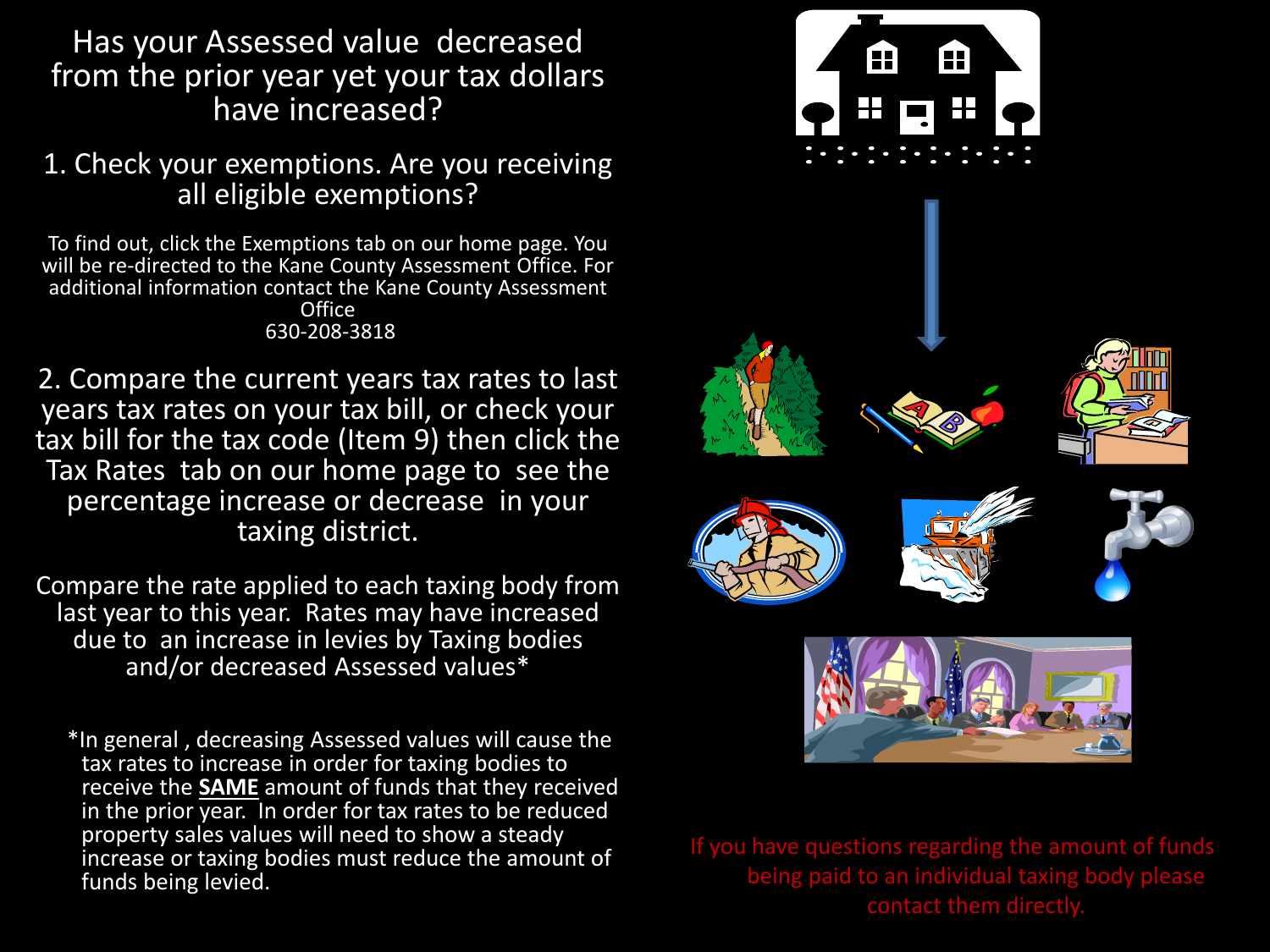# Has your Assessed value decreased from the prior year yet your tax dollars have increased?

## 1. Check your exemptions. Are you receiving all eligible exemptions?

To find out, click the Exemptions tab on our home page. You will be re-directed to the Kane County Assessment Office. For additional information contact the Kane County Assessment Office
630-208-3818

## 2. Compare the current years tax rates to last years tax rates on your tax bill, or check your tax bill for the tax code (Item 9) then click the Tax Rates tab on our home page to see the percentage increase or decrease in your taxing district.

Compare the rate applied to each taxing body from last year to this year. Rates may have increased due to an increase in levies by Taxing bodies and/or decreased Assessed values*

*In general , decreasing Assessed values will cause the tax rates to increase in order for taxing bodies to receive the **SAME** amount of funds that they received in the prior year. In order for tax rates to be reduced property sales values will need to show a steady increase or taxing bodies must reduce the amount of funds being levied.

If you have questions regarding the amount of funds being paid to an individual taxing body please contact them directly.